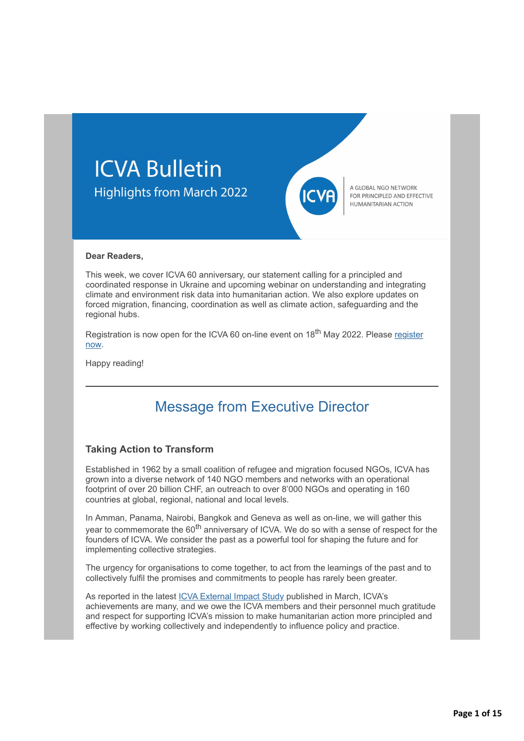# ICVA Bulletin

Highlights from March 2022

ICVA — A GLOBAL NGO NETWORK FOR PRINCIPLED AND EFFECTIVE HUMANITARIAN ACTION

**Dear Readers,**

This week, we cover ICVA 60 anniversary, our statement calling for a principled and coordinated response in Ukraine and upcoming webinar on understanding and integrating climate and environment risk data into humanitarian action. We also explore updates on forced migration, financing, coordination as well as climate action, safeguarding and the regional hubs.

Registration is now open for the ICVA 60 on-line event on 18th May 2022. Please register now.

Happy reading!

---

## Message from Executive Director

### Taking Action to Transform

Established in 1962 by a small coalition of refugee and migration focused NGOs, ICVA has grown into a diverse network of 140 NGO members and networks with an operational footprint of over 20 billion CHF, an outreach to over 8'000 NGOs and operating in 160 countries at global, regional, national and local levels.

In Amman, Panama, Nairobi, Bangkok and Geneva as well as on-line, we will gather this year to commemorate the 60th anniversary of ICVA. We do so with a sense of respect for the founders of ICVA. We consider the past as a powerful tool for shaping the future and for implementing collective strategies.

The urgency for organisations to come together, to act from the learnings of the past and to collectively fulfil the promises and commitments to people has rarely been greater.

As reported in the latest ICVA External Impact Study published in March, ICVA's achievements are many, and we owe the ICVA members and their personnel much gratitude and respect for supporting ICVA's mission to make humanitarian action more principled and effective by working collectively and independently to influence policy and practice.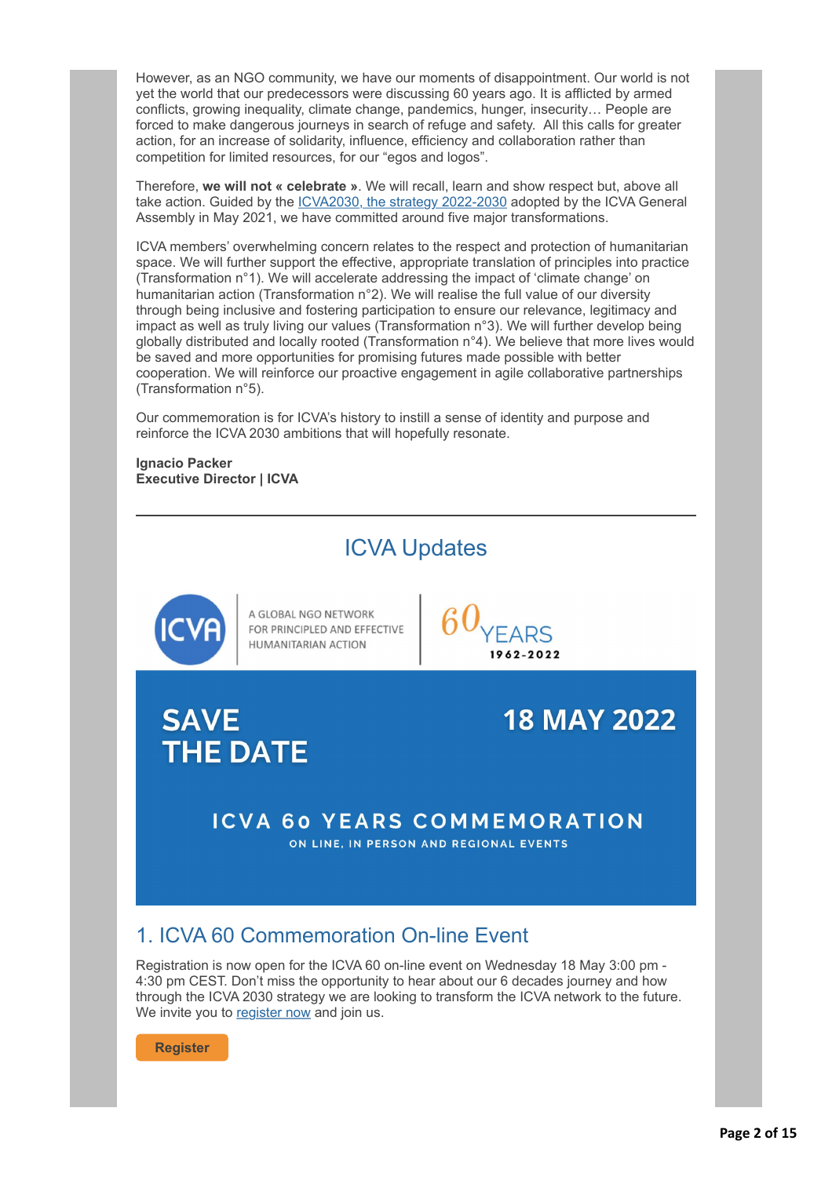However, as an NGO community, we have our moments of disappointment. Our world is not yet the world that our predecessors were discussing 60 years ago. It is afflicted by armed conflicts, growing inequality, climate change, pandemics, hunger, insecurity… People are forced to make dangerous journeys in search of refuge and safety. All this calls for greater action, for an increase of solidarity, influence, efficiency and collaboration rather than competition for limited resources, for our "egos and logos".

Therefore, **we will not « celebrate »**. We will recall, learn and show respect but, above all take action. Guided by the [ICVA2030, the strategy 2022-2030]() adopted by the ICVA General Assembly in May 2021, we have committed around five major transformations.

ICVA members' overwhelming concern relates to the respect and protection of humanitarian space. We will further support the effective, appropriate translation of principles into practice (Transformation n°1). We will accelerate addressing the impact of 'climate change' on humanitarian action (Transformation n°2). We will realise the full value of our diversity through being inclusive and fostering participation to ensure our relevance, legitimacy and impact as well as truly living our values (Transformation n°3). We will further develop being globally distributed and locally rooted (Transformation n°4). We believe that more lives would be saved and more opportunities for promising futures made possible with better cooperation. We will reinforce our proactive engagement in agile collaborative partnerships (Transformation n°5).

Our commemoration is for ICVA's history to instill a sense of identity and purpose and reinforce the ICVA 2030 ambitions that will hopefully resonate.

**Ignacio Packer**
**Executive Director | ICVA**

---

## ICVA Updates

ICVA — A GLOBAL NGO NETWORK FOR PRINCIPLED AND EFFECTIVE HUMANITARIAN ACTION | 60 YEARS 1962-2022

**SAVE THE DATE** — **18 MAY 2022**

**ICVA 60 YEARS COMMEMORATION**
ON LINE, IN PERSON AND REGIONAL EVENTS

### 1. ICVA 60 Commemoration On-line Event

Registration is now open for the ICVA 60 on-line event on Wednesday 18 May 3:00 pm - 4:30 pm CEST. Don't miss the opportunity to hear about our 6 decades journey and how through the ICVA 2030 strategy we are looking to transform the ICVA network to the future. We invite you to [register now]() and join us.

**Register**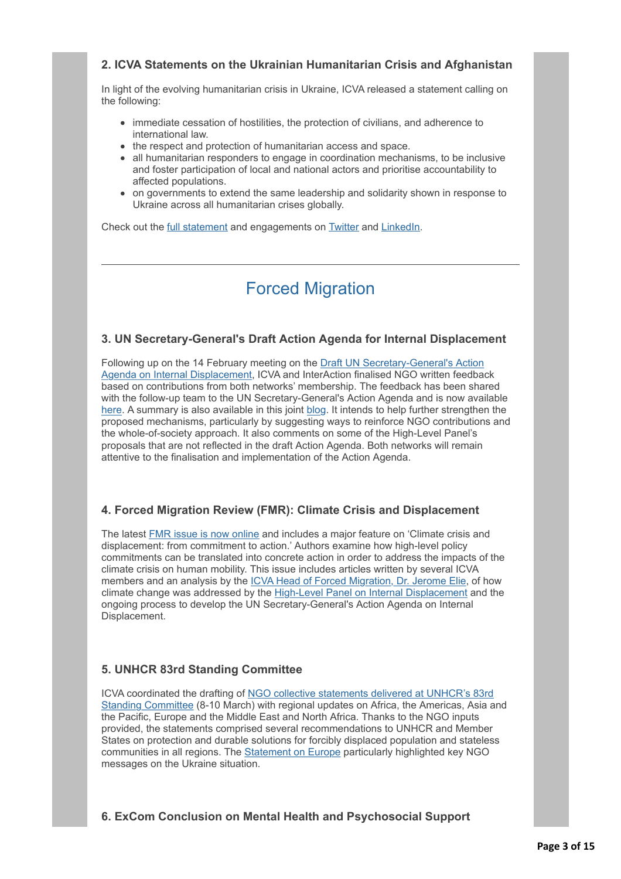### 2. ICVA Statements on the Ukrainian Humanitarian Crisis and Afghanistan

In light of the evolving humanitarian crisis in Ukraine, ICVA released a statement calling on the following:

- immediate cessation of hostilities, the protection of civilians, and adherence to international law.
- the respect and protection of humanitarian access and space.
- all humanitarian responders to engage in coordination mechanisms, to be inclusive and foster participation of local and national actors and prioritise accountability to affected populations.
- on governments to extend the same leadership and solidarity shown in response to Ukraine across all humanitarian crises globally.

Check out the full statement and engagements on Twitter and LinkedIn.

---

## Forced Migration

### 3. UN Secretary-General's Draft Action Agenda for Internal Displacement

Following up on the 14 February meeting on the Draft UN Secretary-General's Action Agenda on Internal Displacement, ICVA and InterAction finalised NGO written feedback based on contributions from both networks' membership. The feedback has been shared with the follow-up team to the UN Secretary-General's Action Agenda and is now available here. A summary is also available in this joint blog. It intends to help further strengthen the proposed mechanisms, particularly by suggesting ways to reinforce NGO contributions and the whole-of-society approach. It also comments on some of the High-Level Panel's proposals that are not reflected in the draft Action Agenda. Both networks will remain attentive to the finalisation and implementation of the Action Agenda.

### 4. Forced Migration Review (FMR): Climate Crisis and Displacement

The latest FMR issue is now online and includes a major feature on 'Climate crisis and displacement: from commitment to action.' Authors examine how high-level policy commitments can be translated into concrete action in order to address the impacts of the climate crisis on human mobility. This issue includes articles written by several ICVA members and an analysis by the ICVA Head of Forced Migration, Dr. Jerome Elie, of how climate change was addressed by the High-Level Panel on Internal Displacement and the ongoing process to develop the UN Secretary-General's Action Agenda on Internal Displacement.

### 5. UNHCR 83rd Standing Committee

ICVA coordinated the drafting of NGO collective statements delivered at UNHCR's 83rd Standing Committee (8-10 March) with regional updates on Africa, the Americas, Asia and the Pacific, Europe and the Middle East and North Africa. Thanks to the NGO inputs provided, the statements comprised several recommendations to UNHCR and Member States on protection and durable solutions for forcibly displaced population and stateless communities in all regions. The Statement on Europe particularly highlighted key NGO messages on the Ukraine situation.

### 6. ExCom Conclusion on Mental Health and Psychosocial Support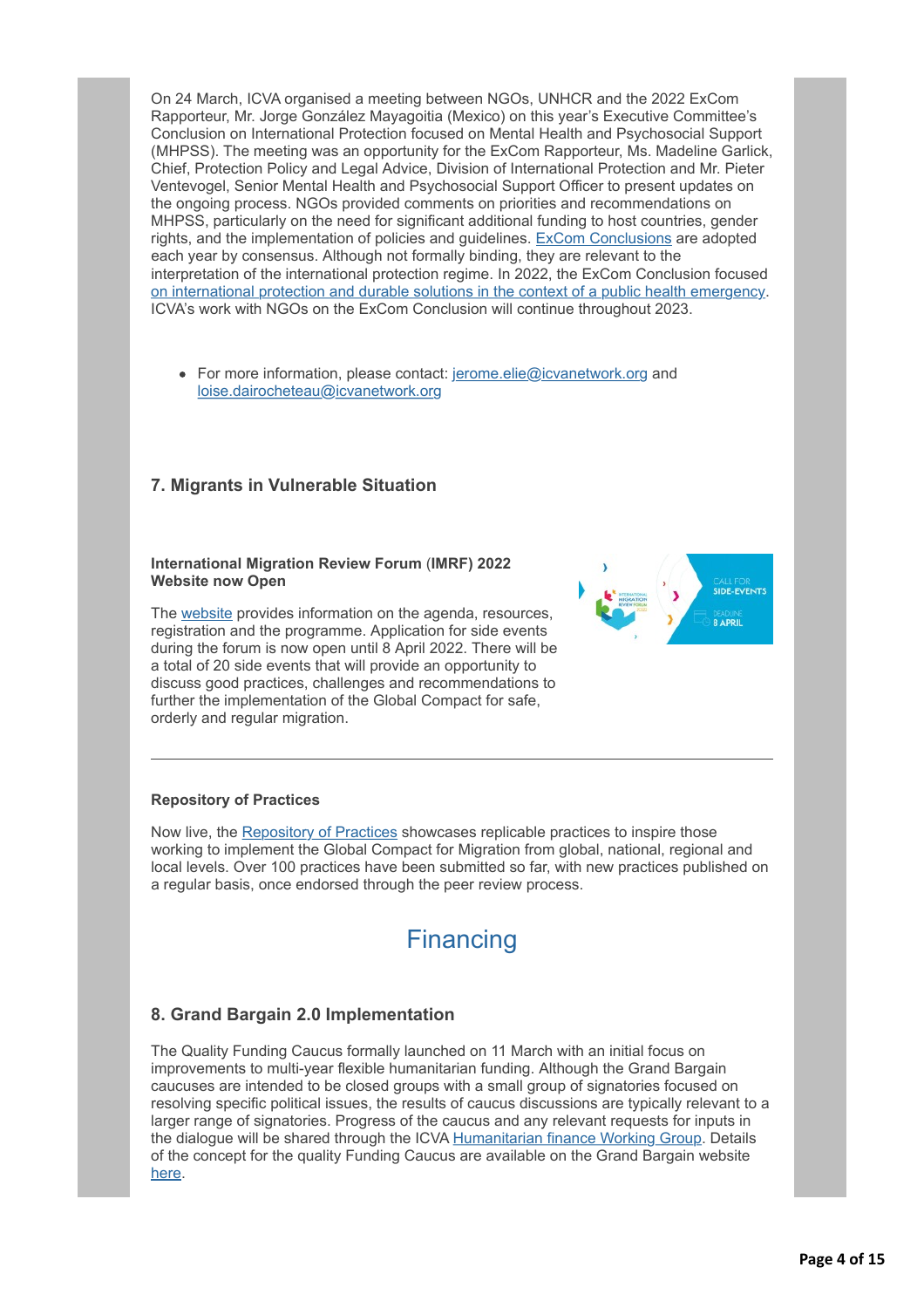On 24 March, ICVA organised a meeting between NGOs, UNHCR and the 2022 ExCom Rapporteur, Mr. Jorge González Mayagoitia (Mexico) on this year's Executive Committee's Conclusion on International Protection focused on Mental Health and Psychosocial Support (MHPSS). The meeting was an opportunity for the ExCom Rapporteur, Ms. Madeline Garlick, Chief, Protection Policy and Legal Advice, Division of International Protection and Mr. Pieter Ventevogel, Senior Mental Health and Psychosocial Support Officer to present updates on the ongoing process. NGOs provided comments on priorities and recommendations on MHPSS, particularly on the need for significant additional funding to host countries, gender rights, and the implementation of policies and guidelines. ExCom Conclusions are adopted each year by consensus. Although not formally binding, they are relevant to the interpretation of the international protection regime. In 2022, the ExCom Conclusion focused on international protection and durable solutions in the context of a public health emergency. ICVA's work with NGOs on the ExCom Conclusion will continue throughout 2023.

- For more information, please contact: jerome.elie@icvanetwork.org and loise.dairocheteau@icvanetwork.org

### 7. Migrants in Vulnerable Situation

**International Migration Review Forum (IMRF) 2022 Website now Open**

The website provides information on the agenda, resources, registration and the programme. Application for side events during the forum is now open until 8 April 2022. There will be a total of 20 side events that will provide an opportunity to discuss good practices, challenges and recommendations to further the implementation of the Global Compact for safe, orderly and regular migration.

---

**Repository of Practices**

Now live, the Repository of Practices showcases replicable practices to inspire those working to implement the Global Compact for Migration from global, national, regional and local levels. Over 100 practices have been submitted so far, with new practices published on a regular basis, once endorsed through the peer review process.

## Financing

### 8. Grand Bargain 2.0 Implementation

The Quality Funding Caucus formally launched on 11 March with an initial focus on improvements to multi-year flexible humanitarian funding. Although the Grand Bargain caucuses are intended to be closed groups with a small group of signatories focused on resolving specific political issues, the results of caucus discussions are typically relevant to a larger range of signatories. Progress of the caucus and any relevant requests for inputs in the dialogue will be shared through the ICVA Humanitarian finance Working Group. Details of the concept for the quality Funding Caucus are available on the Grand Bargain website here.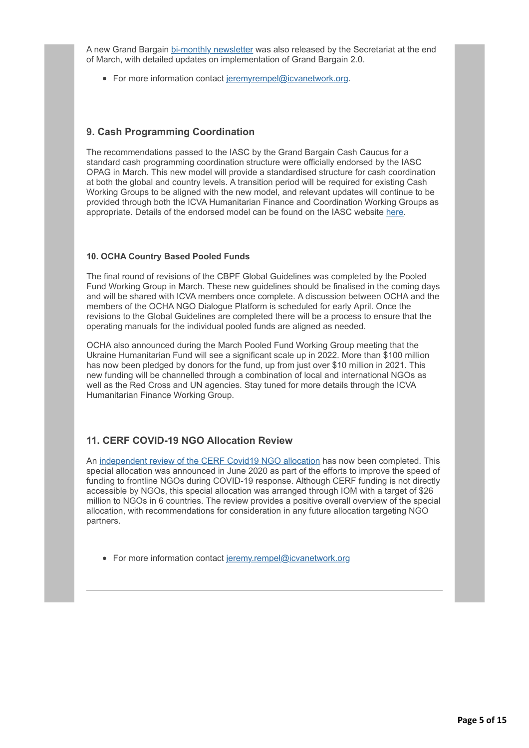A new Grand Bargain [bi-monthly newsletter]() was also released by the Secretariat at the end of March, with detailed updates on implementation of Grand Bargain 2.0.

- For more information contact [jeremyrempel@icvanetwork.org]().

### 9. Cash Programming Coordination

The recommendations passed to the IASC by the Grand Bargain Cash Caucus for a standard cash programming coordination structure were officially endorsed by the IASC OPAG in March. This new model will provide a standardised structure for cash coordination at both the global and country levels. A transition period will be required for existing Cash Working Groups to be aligned with the new model, and relevant updates will continue to be provided through both the ICVA Humanitarian Finance and Coordination Working Groups as appropriate. Details of the endorsed model can be found on the IASC website [here]().

#### 10. OCHA Country Based Pooled Funds

The final round of revisions of the CBPF Global Guidelines was completed by the Pooled Fund Working Group in March. These new guidelines should be finalised in the coming days and will be shared with ICVA members once complete. A discussion between OCHA and the members of the OCHA NGO Dialogue Platform is scheduled for early April. Once the revisions to the Global Guidelines are completed there will be a process to ensure that the operating manuals for the individual pooled funds are aligned as needed.

OCHA also announced during the March Pooled Fund Working Group meeting that the Ukraine Humanitarian Fund will see a significant scale up in 2022. More than $100 million has now been pledged by donors for the fund, up from just over $10 million in 2021. This new funding will be channelled through a combination of local and international NGOs as well as the Red Cross and UN agencies. Stay tuned for more details through the ICVA Humanitarian Finance Working Group.

### 11. CERF COVID-19 NGO Allocation Review

An [independent review of the CERF Covid19 NGO allocation]() has now been completed. This special allocation was announced in June 2020 as part of the efforts to improve the speed of funding to frontline NGOs during COVID-19 response. Although CERF funding is not directly accessible by NGOs, this special allocation was arranged through IOM with a target of $26 million to NGOs in 6 countries. The review provides a positive overall overview of the special allocation, with recommendations for consideration in any future allocation targeting NGO partners.

- For more information contact [jeremy.rempel@icvanetwork.org]()

---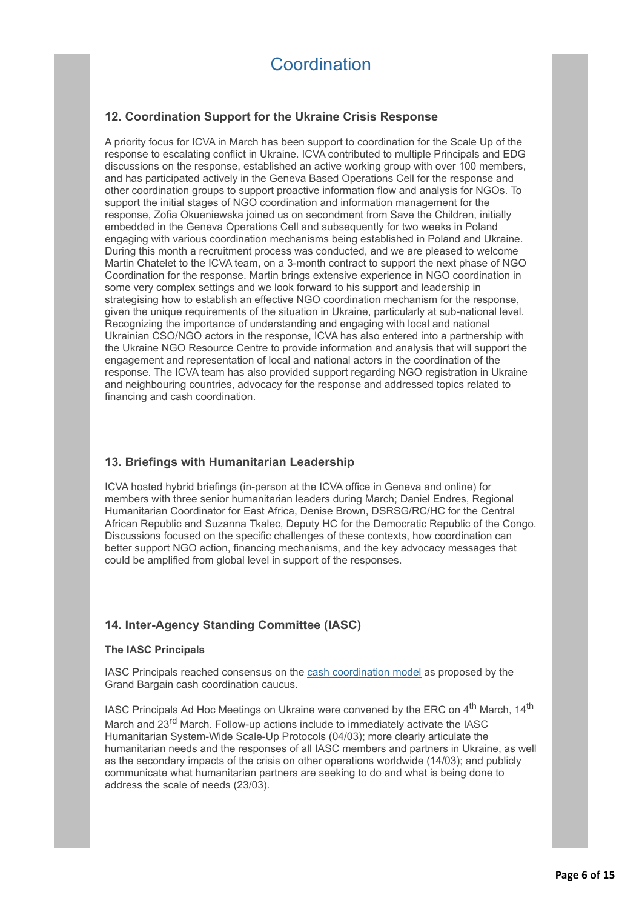# Coordination

## 12. Coordination Support for the Ukraine Crisis Response

A priority focus for ICVA in March has been support to coordination for the Scale Up of the response to escalating conflict in Ukraine. ICVA contributed to multiple Principals and EDG discussions on the response, established an active working group with over 100 members, and has participated actively in the Geneva Based Operations Cell for the response and other coordination groups to support proactive information flow and analysis for NGOs. To support the initial stages of NGO coordination and information management for the response, Zofia Okueniewska joined us on secondment from Save the Children, initially embedded in the Geneva Operations Cell and subsequently for two weeks in Poland engaging with various coordination mechanisms being established in Poland and Ukraine. During this month a recruitment process was conducted, and we are pleased to welcome Martin Chatelet to the ICVA team, on a 3-month contract to support the next phase of NGO Coordination for the response. Martin brings extensive experience in NGO coordination in some very complex settings and we look forward to his support and leadership in strategising how to establish an effective NGO coordination mechanism for the response, given the unique requirements of the situation in Ukraine, particularly at sub-national level. Recognizing the importance of understanding and engaging with local and national Ukrainian CSO/NGO actors in the response, ICVA has also entered into a partnership with the Ukraine NGO Resource Centre to provide information and analysis that will support the engagement and representation of local and national actors in the coordination of the response. The ICVA team has also provided support regarding NGO registration in Ukraine and neighbouring countries, advocacy for the response and addressed topics related to financing and cash coordination.

## 13. Briefings with Humanitarian Leadership

ICVA hosted hybrid briefings (in-person at the ICVA office in Geneva and online) for members with three senior humanitarian leaders during March; Daniel Endres, Regional Humanitarian Coordinator for East Africa, Denise Brown, DSRSG/RC/HC for the Central African Republic and Suzanna Tkalec, Deputy HC for the Democratic Republic of the Congo. Discussions focused on the specific challenges of these contexts, how coordination can better support NGO action, financing mechanisms, and the key advocacy messages that could be amplified from global level in support of the responses.

## 14. Inter-Agency Standing Committee (IASC)

### The IASC Principals

IASC Principals reached consensus on the cash coordination model as proposed by the Grand Bargain cash coordination caucus.

IASC Principals Ad Hoc Meetings on Ukraine were convened by the ERC on 4th March, 14th March and 23rd March. Follow-up actions include to immediately activate the IASC Humanitarian System-Wide Scale-Up Protocols (04/03); more clearly articulate the humanitarian needs and the responses of all IASC members and partners in Ukraine, as well as the secondary impacts of the crisis on other operations worldwide (14/03); and publicly communicate what humanitarian partners are seeking to do and what is being done to address the scale of needs (23/03).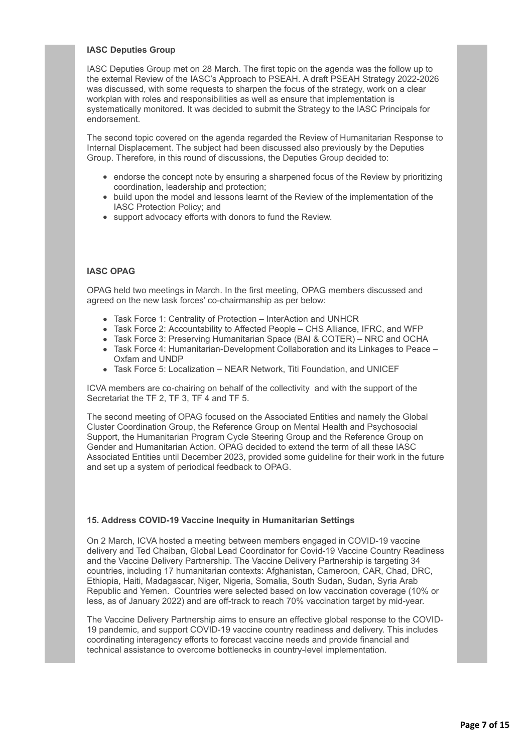**IASC Deputies Group**

IASC Deputies Group met on 28 March. The first topic on the agenda was the follow up to the external Review of the IASC's Approach to PSEAH. A draft PSEAH Strategy 2022-2026 was discussed, with some requests to sharpen the focus of the strategy, work on a clear workplan with roles and responsibilities as well as ensure that implementation is systematically monitored. It was decided to submit the Strategy to the IASC Principals for endorsement.

The second topic covered on the agenda regarded the Review of Humanitarian Response to Internal Displacement. The subject had been discussed also previously by the Deputies Group. Therefore, in this round of discussions, the Deputies Group decided to:

- endorse the concept note by ensuring a sharpened focus of the Review by prioritizing coordination, leadership and protection;
- build upon the model and lessons learnt of the Review of the implementation of the IASC Protection Policy; and
- support advocacy efforts with donors to fund the Review.

**IASC OPAG**

OPAG held two meetings in March. In the first meeting, OPAG members discussed and agreed on the new task forces' co-chairmanship as per below:

- Task Force 1: Centrality of Protection – InterAction and UNHCR
- Task Force 2: Accountability to Affected People – CHS Alliance, IFRC, and WFP
- Task Force 3: Preserving Humanitarian Space (BAI & COTER) – NRC and OCHA
- Task Force 4: Humanitarian-Development Collaboration and its Linkages to Peace – Oxfam and UNDP
- Task Force 5: Localization – NEAR Network, Titi Foundation, and UNICEF

ICVA members are co-chairing on behalf of the collectivity and with the support of the Secretariat the TF 2, TF 3, TF 4 and TF 5.

The second meeting of OPAG focused on the Associated Entities and namely the Global Cluster Coordination Group, the Reference Group on Mental Health and Psychosocial Support, the Humanitarian Program Cycle Steering Group and the Reference Group on Gender and Humanitarian Action. OPAG decided to extend the term of all these IASC Associated Entities until December 2023, provided some guideline for their work in the future and set up a system of periodical feedback to OPAG.

**15. Address COVID-19 Vaccine Inequity in Humanitarian Settings**

On 2 March, ICVA hosted a meeting between members engaged in COVID-19 vaccine delivery and Ted Chaiban, Global Lead Coordinator for Covid-19 Vaccine Country Readiness and the Vaccine Delivery Partnership. The Vaccine Delivery Partnership is targeting 34 countries, including 17 humanitarian contexts: Afghanistan, Cameroon, CAR, Chad, DRC, Ethiopia, Haiti, Madagascar, Niger, Nigeria, Somalia, South Sudan, Sudan, Syria Arab Republic and Yemen. Countries were selected based on low vaccination coverage (10% or less, as of January 2022) and are off-track to reach 70% vaccination target by mid-year.

The Vaccine Delivery Partnership aims to ensure an effective global response to the COVID-19 pandemic, and support COVID-19 vaccine country readiness and delivery. This includes coordinating interagency efforts to forecast vaccine needs and provide financial and technical assistance to overcome bottlenecks in country-level implementation.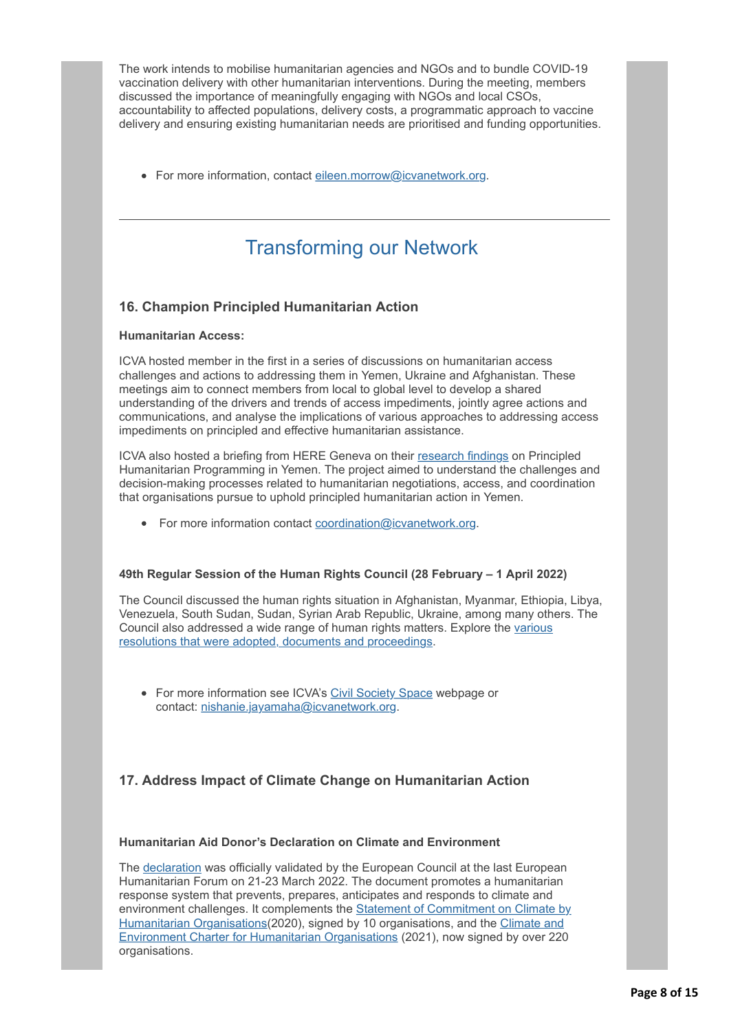The work intends to mobilise humanitarian agencies and NGOs and to bundle COVID-19 vaccination delivery with other humanitarian interventions. During the meeting, members discussed the importance of meaningfully engaging with NGOs and local CSOs, accountability to affected populations, delivery costs, a programmatic approach to vaccine delivery and ensuring existing humanitarian needs are prioritised and funding opportunities.

- For more information, contact eileen.morrow@icvanetwork.org.

---

# Transforming our Network

## 16. Champion Principled Humanitarian Action

**Humanitarian Access:**

ICVA hosted member in the first in a series of discussions on humanitarian access challenges and actions to addressing them in Yemen, Ukraine and Afghanistan. These meetings aim to connect members from local to global level to develop a shared understanding of the drivers and trends of access impediments, jointly agree actions and communications, and analyse the implications of various approaches to addressing access impediments on principled and effective humanitarian assistance.

ICVA also hosted a briefing from HERE Geneva on their research findings on Principled Humanitarian Programming in Yemen. The project aimed to understand the challenges and decision-making processes related to humanitarian negotiations, access, and coordination that organisations pursue to uphold principled humanitarian action in Yemen.

- For more information contact coordination@icvanetwork.org.

**49th Regular Session of the Human Rights Council (28 February – 1 April 2022)**

The Council discussed the human rights situation in Afghanistan, Myanmar, Ethiopia, Libya, Venezuela, South Sudan, Sudan, Syrian Arab Republic, Ukraine, among many others. The Council also addressed a wide range of human rights matters. Explore the various resolutions that were adopted, documents and proceedings.

- For more information see ICVA's Civil Society Space webpage or contact: nishanie.jayamaha@icvanetwork.org.

## 17. Address Impact of Climate Change on Humanitarian Action

**Humanitarian Aid Donor's Declaration on Climate and Environment**

The declaration was officially validated by the European Council at the last European Humanitarian Forum on 21-23 March 2022. The document promotes a humanitarian response system that prevents, prepares, anticipates and responds to climate and environment challenges. It complements the Statement of Commitment on Climate by Humanitarian Organisations(2020), signed by 10 organisations, and the Climate and Environment Charter for Humanitarian Organisations (2021), now signed by over 220 organisations.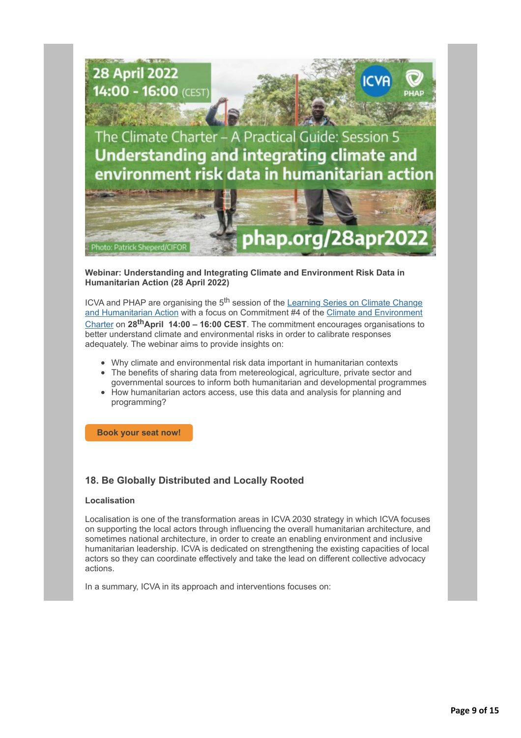28 April 2022
14:00 - 16:00 (CEST)

The Climate Charter – A Practical Guide: Session 5
Understanding and integrating climate and environment risk data in humanitarian action

phap.org/28apr2022

Photo: Patrick Sheperd/CIFOR

**Webinar: Understanding and Integrating Climate and Environment Risk Data in Humanitarian Action (28 April 2022)**

ICVA and PHAP are organising the 5th session of the Learning Series on Climate Change and Humanitarian Action with a focus on Commitment #4 of the Climate and Environment Charter on **28th April 14:00 – 16:00 CEST**. The commitment encourages organisations to better understand climate and environmental risks in order to calibrate responses adequately. The webinar aims to provide insights on:

- Why climate and environmental risk data important in humanitarian contexts
- The benefits of sharing data from metereological, agriculture, private sector and governmental sources to inform both humanitarian and developmental programmes
- How humanitarian actors access, use this data and analysis for planning and programming?

**Book your seat now!**

### 18. Be Globally Distributed and Locally Rooted

**Localisation**

Localisation is one of the transformation areas in ICVA 2030 strategy in which ICVA focuses on supporting the local actors through influencing the overall humanitarian architecture, and sometimes national architecture, in order to create an enabling environment and inclusive humanitarian leadership. ICVA is dedicated on strengthening the existing capacities of local actors so they can coordinate effectively and take the lead on different collective advocacy actions.

In a summary, ICVA in its approach and interventions focuses on: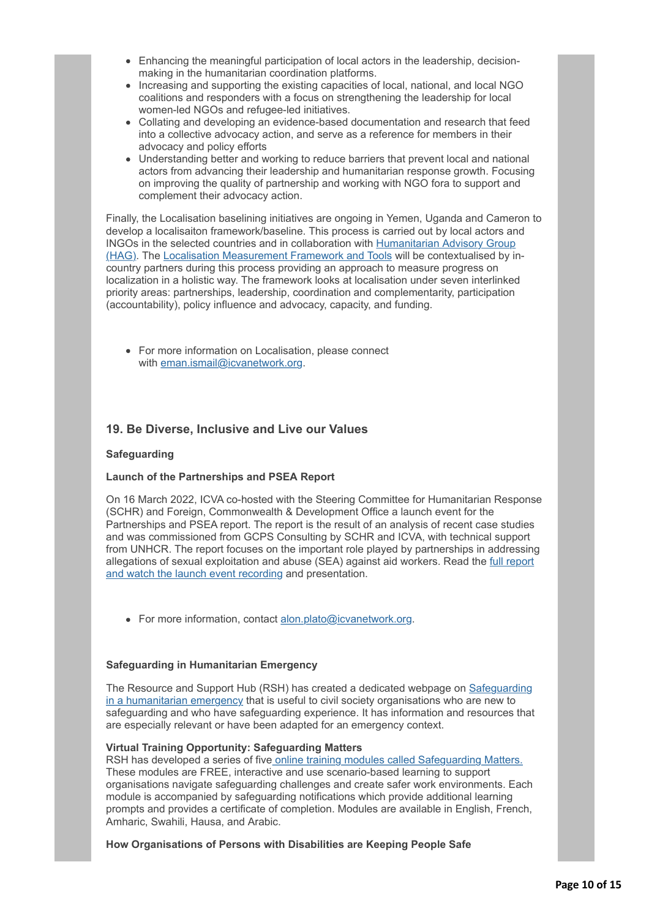- Enhancing the meaningful participation of local actors in the leadership, decision-making in the humanitarian coordination platforms.
- Increasing and supporting the existing capacities of local, national, and local NGO coalitions and responders with a focus on strengthening the leadership for local women-led NGOs and refugee-led initiatives.
- Collating and developing an evidence-based documentation and research that feed into a collective advocacy action, and serve as a reference for members in their advocacy and policy efforts
- Understanding better and working to reduce barriers that prevent local and national actors from advancing their leadership and humanitarian response growth. Focusing on improving the quality of partnership and working with NGO fora to support and complement their advocacy action.

Finally, the Localisation baselining initiatives are ongoing in Yemen, Uganda and Cameron to develop a localisaiton framework/baseline. This process is carried out by local actors and INGOs in the selected countries and in collaboration with Humanitarian Advisory Group (HAG). The Localisation Measurement Framework and Tools will be contextualised by in-country partners during this process providing an approach to measure progress on localization in a holistic way. The framework looks at localisation under seven interlinked priority areas: partnerships, leadership, coordination and complementarity, participation (accountability), policy influence and advocacy, capacity, and funding.

- For more information on Localisation, please connect with eman.ismail@icvanetwork.org.

### 19. Be Diverse, Inclusive and Live our Values

**Safeguarding**

**Launch of the Partnerships and PSEA Report**

On 16 March 2022, ICVA co-hosted with the Steering Committee for Humanitarian Response (SCHR) and Foreign, Commonwealth & Development Office a launch event for the Partnerships and PSEA report. The report is the result of an analysis of recent case studies and was commissioned from GCPS Consulting by SCHR and ICVA, with technical support from UNHCR. The report focuses on the important role played by partnerships in addressing allegations of sexual exploitation and abuse (SEA) against aid workers. Read the full report and watch the launch event recording and presentation.

- For more information, contact alon.plato@icvanetwork.org.

**Safeguarding in Humanitarian Emergency**

The Resource and Support Hub (RSH) has created a dedicated webpage on Safeguarding in a humanitarian emergency that is useful to civil society organisations who are new to safeguarding and who have safeguarding experience. It has information and resources that are especially relevant or have been adapted for an emergency context.

**Virtual Training Opportunity: Safeguarding Matters**
RSH has developed a series of five online training modules called Safeguarding Matters. These modules are FREE, interactive and use scenario-based learning to support organisations navigate safeguarding challenges and create safer work environments. Each module is accompanied by safeguarding notifications which provide additional learning prompts and provides a certificate of completion. Modules are available in English, French, Amharic, Swahili, Hausa, and Arabic.

**How Organisations of Persons with Disabilities are Keeping People Safe**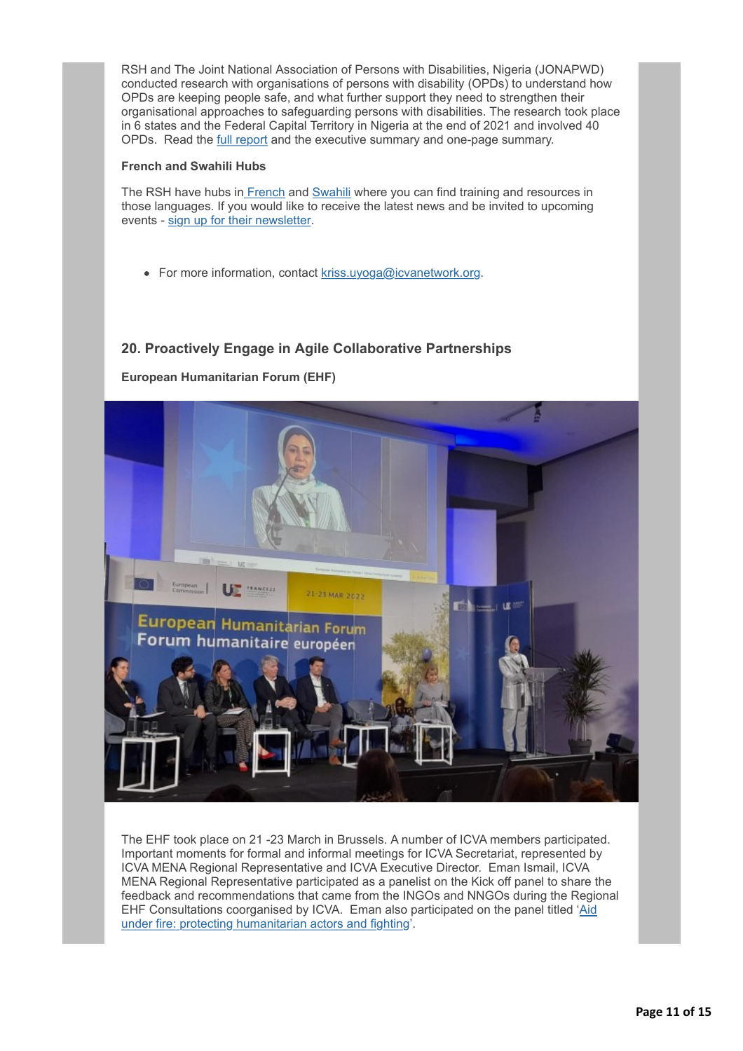RSH and The Joint National Association of Persons with Disabilities, Nigeria (JONAPWD) conducted research with organisations of persons with disability (OPDs) to understand how OPDs are keeping people safe, and what further support they need to strengthen their organisational approaches to safeguarding persons with disabilities. The research took place in 6 states and the Federal Capital Territory in Nigeria at the end of 2021 and involved 40 OPDs. Read the full report and the executive summary and one-page summary.

**French and Swahili Hubs**

The RSH have hubs in French and Swahili where you can find training and resources in those languages. If you would like to receive the latest news and be invited to upcoming events - sign up for their newsletter.

- For more information, contact kriss.uyoga@icvanetwork.org.

### 20. Proactively Engage in Agile Collaborative Partnerships

**European Humanitarian Forum (EHF)**

The EHF took place on 21 -23 March in Brussels. A number of ICVA members participated. Important moments for formal and informal meetings for ICVA Secretariat, represented by ICVA MENA Regional Representative and ICVA Executive Director. Eman Ismail, ICVA MENA Regional Representative participated as a panelist on the Kick off panel to share the feedback and recommendations that came from the INGOs and NNGOs during the Regional EHF Consultations coorganised by ICVA. Eman also participated on the panel titled 'Aid under fire: protecting humanitarian actors and fighting'.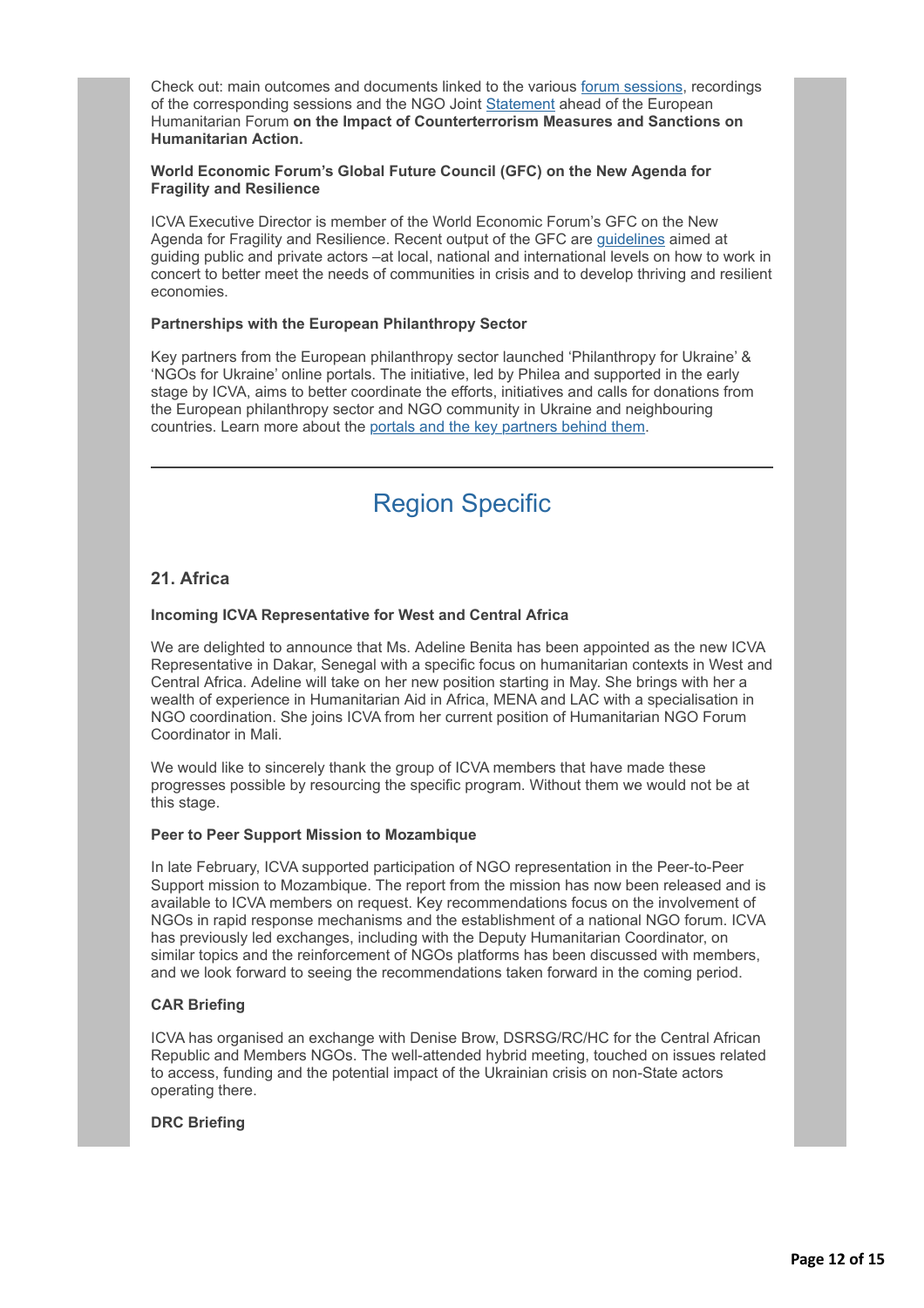Check out: main outcomes and documents linked to the various forum sessions, recordings of the corresponding sessions and the NGO Joint Statement ahead of the European Humanitarian Forum **on the Impact of Counterterrorism Measures and Sanctions on Humanitarian Action.**

**World Economic Forum's Global Future Council (GFC) on the New Agenda for Fragility and Resilience**

ICVA Executive Director is member of the World Economic Forum's GFC on the New Agenda for Fragility and Resilience. Recent output of the GFC are guidelines aimed at guiding public and private actors –at local, national and international levels on how to work in concert to better meet the needs of communities in crisis and to develop thriving and resilient economies.

**Partnerships with the European Philanthropy Sector**

Key partners from the European philanthropy sector launched 'Philanthropy for Ukraine' & 'NGOs for Ukraine' online portals. The initiative, led by Philea and supported in the early stage by ICVA, aims to better coordinate the efforts, initiatives and calls for donations from the European philanthropy sector and NGO community in Ukraine and neighbouring countries. Learn more about the portals and the key partners behind them.

---

# Region Specific

## 21. Africa

**Incoming ICVA Representative for West and Central Africa**

We are delighted to announce that Ms. Adeline Benita has been appointed as the new ICVA Representative in Dakar, Senegal with a specific focus on humanitarian contexts in West and Central Africa. Adeline will take on her new position starting in May. She brings with her a wealth of experience in Humanitarian Aid in Africa, MENA and LAC with a specialisation in NGO coordination. She joins ICVA from her current position of Humanitarian NGO Forum Coordinator in Mali.

We would like to sincerely thank the group of ICVA members that have made these progresses possible by resourcing the specific program. Without them we would not be at this stage.

**Peer to Peer Support Mission to Mozambique**

In late February, ICVA supported participation of NGO representation in the Peer-to-Peer Support mission to Mozambique. The report from the mission has now been released and is available to ICVA members on request. Key recommendations focus on the involvement of NGOs in rapid response mechanisms and the establishment of a national NGO forum. ICVA has previously led exchanges, including with the Deputy Humanitarian Coordinator, on similar topics and the reinforcement of NGOs platforms has been discussed with members, and we look forward to seeing the recommendations taken forward in the coming period.

**CAR Briefing**

ICVA has organised an exchange with Denise Brow, DSRSG/RC/HC for the Central African Republic and Members NGOs. The well-attended hybrid meeting, touched on issues related to access, funding and the potential impact of the Ukrainian crisis on non-State actors operating there.

**DRC Briefing**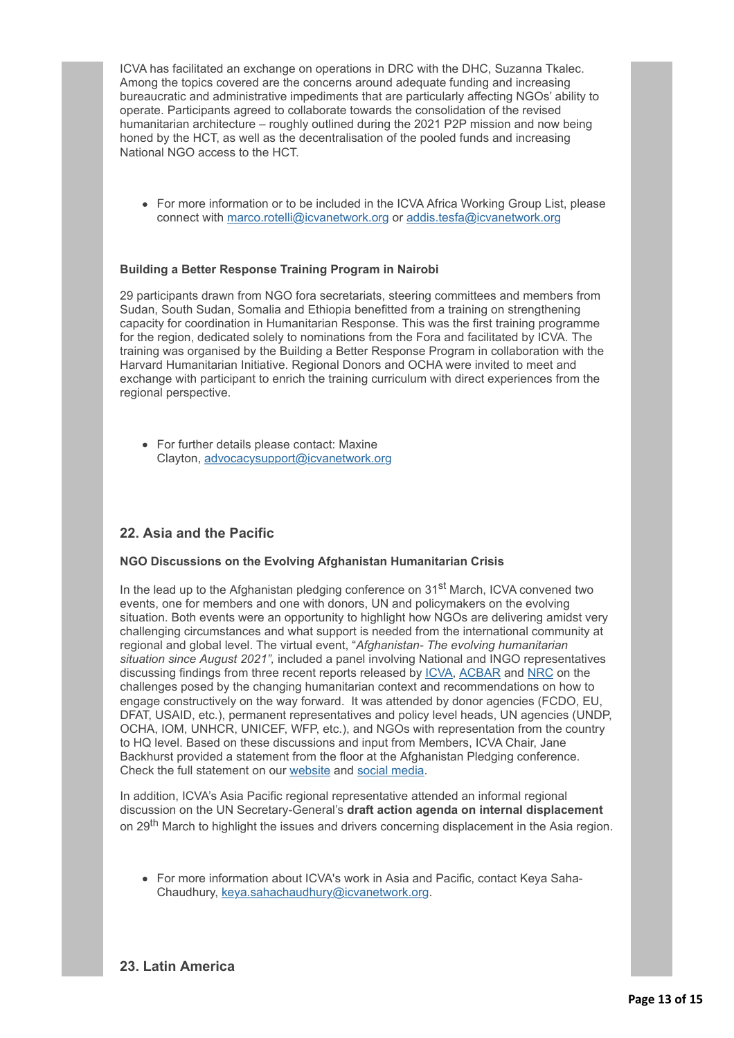ICVA has facilitated an exchange on operations in DRC with the DHC, Suzanna Tkalec. Among the topics covered are the concerns around adequate funding and increasing bureaucratic and administrative impediments that are particularly affecting NGOs' ability to operate. Participants agreed to collaborate towards the consolidation of the revised humanitarian architecture – roughly outlined during the 2021 P2P mission and now being honed by the HCT, as well as the decentralisation of the pooled funds and increasing National NGO access to the HCT.

- For more information or to be included in the ICVA Africa Working Group List, please connect with marco.rotelli@icvanetwork.org or addis.tesfa@icvanetwork.org

#### Building a Better Response Training Program in Nairobi

29 participants drawn from NGO fora secretariats, steering committees and members from Sudan, South Sudan, Somalia and Ethiopia benefitted from a training on strengthening capacity for coordination in Humanitarian Response. This was the first training programme for the region, dedicated solely to nominations from the Fora and facilitated by ICVA. The training was organised by the Building a Better Response Program in collaboration with the Harvard Humanitarian Initiative. Regional Donors and OCHA were invited to meet and exchange with participant to enrich the training curriculum with direct experiences from the regional perspective.

- For further details please contact: Maxine Clayton, advocacysupport@icvanetwork.org

### 22. Asia and the Pacific

#### NGO Discussions on the Evolving Afghanistan Humanitarian Crisis

In the lead up to the Afghanistan pledging conference on 31st March, ICVA convened two events, one for members and one with donors, UN and policymakers on the evolving situation. Both events were an opportunity to highlight how NGOs are delivering amidst very challenging circumstances and what support is needed from the international community at regional and global level. The virtual event, "*Afghanistan- The evolving humanitarian situation since August 2021",* included a panel involving National and INGO representatives discussing findings from three recent reports released by ICVA, ACBAR and NRC on the challenges posed by the changing humanitarian context and recommendations on how to engage constructively on the way forward. It was attended by donor agencies (FCDO, EU, DFAT, USAID, etc.), permanent representatives and policy level heads, UN agencies (UNDP, OCHA, IOM, UNHCR, UNICEF, WFP, etc.), and NGOs with representation from the country to HQ level. Based on these discussions and input from Members, ICVA Chair, Jane Backhurst provided a statement from the floor at the Afghanistan Pledging conference. Check the full statement on our website and social media.

In addition, ICVA's Asia Pacific regional representative attended an informal regional discussion on the UN Secretary-General's **draft action agenda on internal displacement** on 29th March to highlight the issues and drivers concerning displacement in the Asia region.

- For more information about ICVA's work in Asia and Pacific, contact Keya Saha-Chaudhury, keya.sahachaudhury@icvanetwork.org.

### 23. Latin America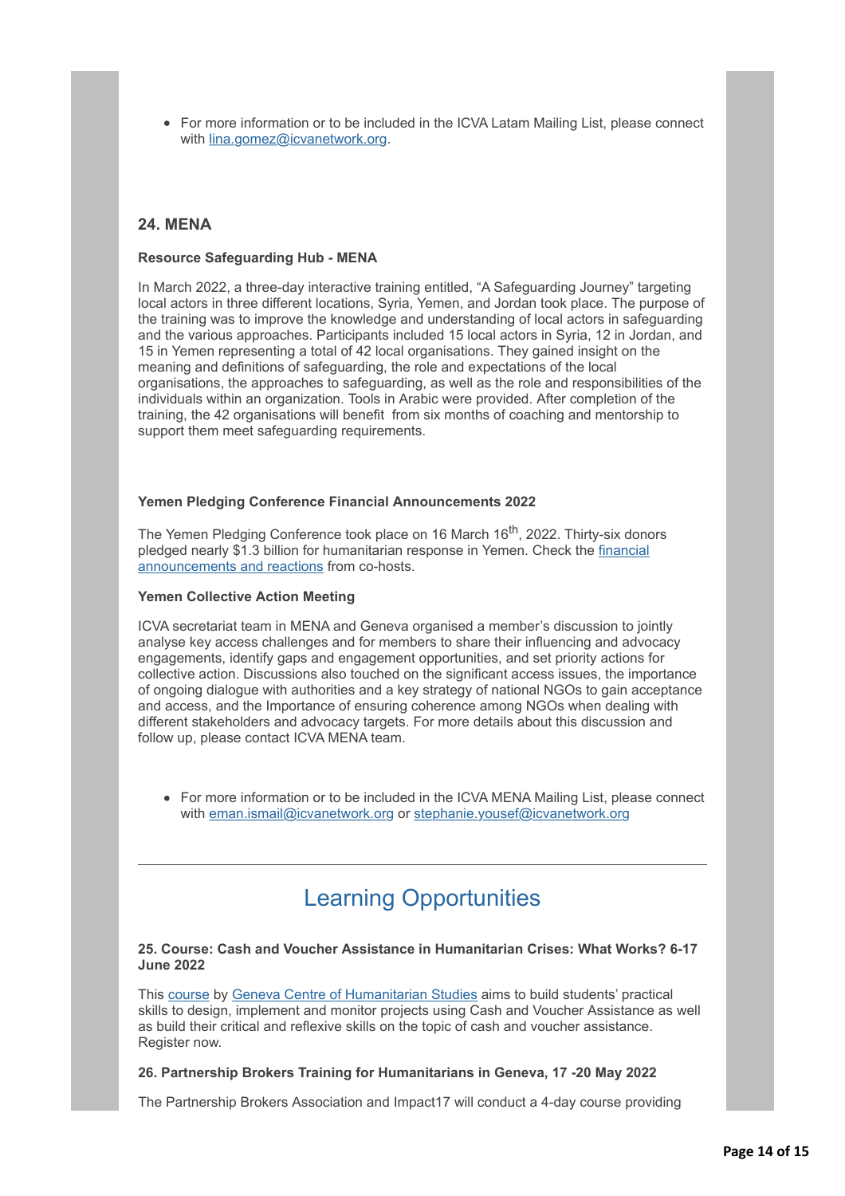- For more information or to be included in the ICVA Latam Mailing List, please connect with [lina.gomez@icvanetwork.org](mailto:lina.gomez@icvanetwork.org).

### 24. MENA

**Resource Safeguarding Hub - MENA**

In March 2022, a three-day interactive training entitled, "A Safeguarding Journey" targeting local actors in three different locations, Syria, Yemen, and Jordan took place. The purpose of the training was to improve the knowledge and understanding of local actors in safeguarding and the various approaches. Participants included 15 local actors in Syria, 12 in Jordan, and 15 in Yemen representing a total of 42 local organisations. They gained insight on the meaning and definitions of safeguarding, the role and expectations of the local organisations, the approaches to safeguarding, as well as the role and responsibilities of the individuals within an organization. Tools in Arabic were provided. After completion of the training, the 42 organisations will benefit from six months of coaching and mentorship to support them meet safeguarding requirements.

**Yemen Pledging Conference Financial Announcements 2022**

The Yemen Pledging Conference took place on 16 March 16th, 2022. Thirty-six donors pledged nearly $1.3 billion for humanitarian response in Yemen. Check the [financial announcements and reactions]() from co-hosts.

**Yemen Collective Action Meeting**

ICVA secretariat team in MENA and Geneva organised a member's discussion to jointly analyse key access challenges and for members to share their influencing and advocacy engagements, identify gaps and engagement opportunities, and set priority actions for collective action. Discussions also touched on the significant access issues, the importance of ongoing dialogue with authorities and a key strategy of national NGOs to gain acceptance and access, and the Importance of ensuring coherence among NGOs when dealing with different stakeholders and advocacy targets. For more details about this discussion and follow up, please contact ICVA MENA team.

- For more information or to be included in the ICVA MENA Mailing List, please connect with [eman.ismail@icvanetwork.org](mailto:eman.ismail@icvanetwork.org) or [stephanie.yousef@icvanetwork.org](mailto:stephanie.yousef@icvanetwork.org)

---

## Learning Opportunities

**25. Course: Cash and Voucher Assistance in Humanitarian Crises: What Works? 6-17 June 2022**

This [course]() by [Geneva Centre of Humanitarian Studies]() aims to build students' practical skills to design, implement and monitor projects using Cash and Voucher Assistance as well as build their critical and reflexive skills on the topic of cash and voucher assistance. Register now.

**26. Partnership Brokers Training for Humanitarians in Geneva, 17 -20 May 2022**

The Partnership Brokers Association and Impact17 will conduct a 4-day course providing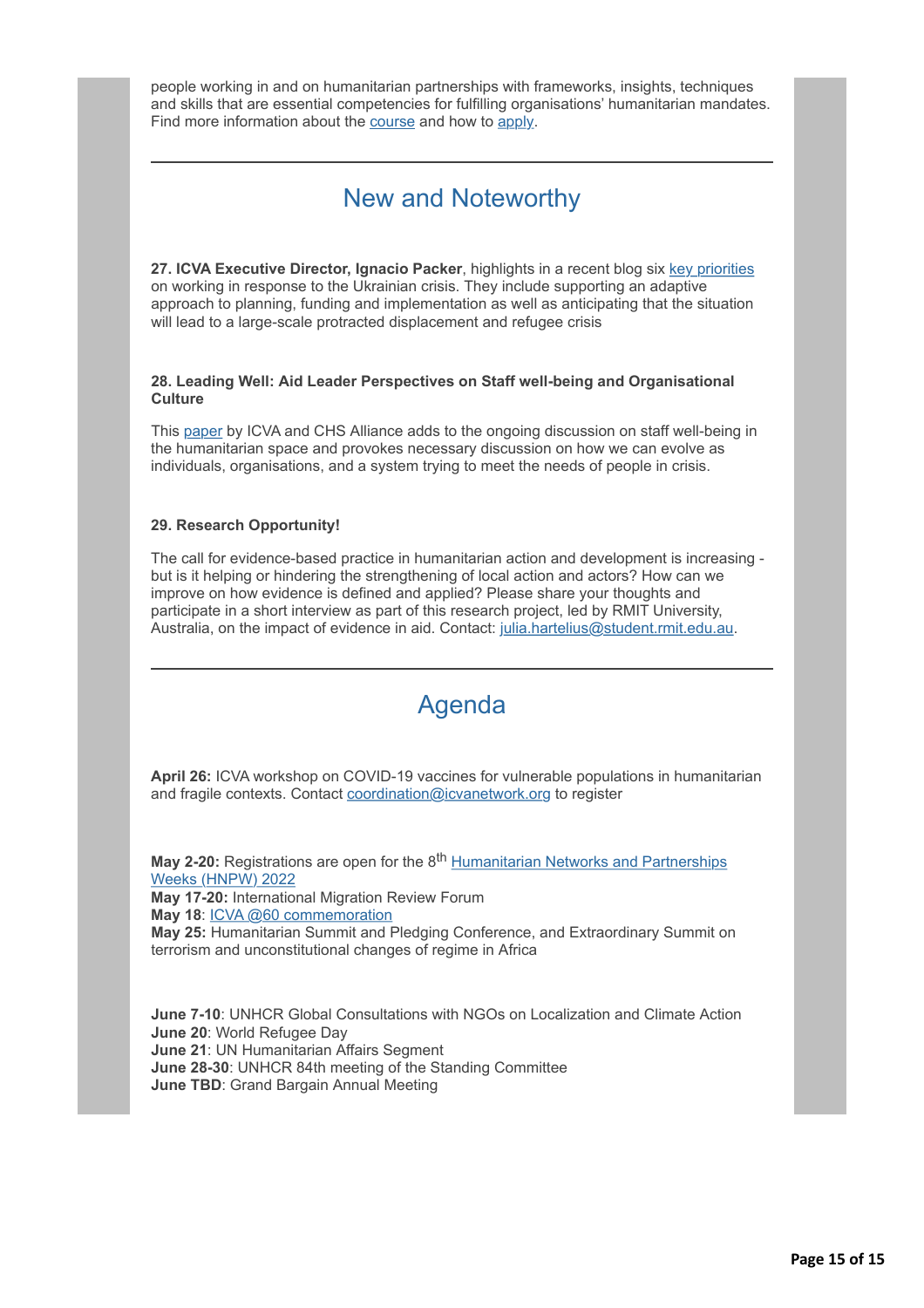people working in and on humanitarian partnerships with frameworks, insights, techniques and skills that are essential competencies for fulfilling organisations' humanitarian mandates. Find more information about the course and how to apply.

## New and Noteworthy

**27. ICVA Executive Director, Ignacio Packer**, highlights in a recent blog six key priorities on working in response to the Ukrainian crisis. They include supporting an adaptive approach to planning, funding and implementation as well as anticipating that the situation will lead to a large-scale protracted displacement and refugee crisis

**28. Leading Well: Aid Leader Perspectives on Staff well-being and Organisational Culture**

This paper by ICVA and CHS Alliance adds to the ongoing discussion on staff well-being in the humanitarian space and provokes necessary discussion on how we can evolve as individuals, organisations, and a system trying to meet the needs of people in crisis.

**29. Research Opportunity!**

The call for evidence-based practice in humanitarian action and development is increasing - but is it helping or hindering the strengthening of local action and actors? How can we improve on how evidence is defined and applied? Please share your thoughts and participate in a short interview as part of this research project, led by RMIT University, Australia, on the impact of evidence in aid. Contact: julia.hartelius@student.rmit.edu.au.

## Agenda

**April 26:** ICVA workshop on COVID-19 vaccines for vulnerable populations in humanitarian and fragile contexts. Contact coordination@icvanetwork.org to register

**May 2-20:** Registrations are open for the 8th Humanitarian Networks and Partnerships Weeks (HNPW) 2022
**May 17-20:** International Migration Review Forum
**May 18**: ICVA @60 commemoration
**May 25:** Humanitarian Summit and Pledging Conference, and Extraordinary Summit on terrorism and unconstitutional changes of regime in Africa

**June 7-10**: UNHCR Global Consultations with NGOs on Localization and Climate Action
**June 20**: World Refugee Day
**June 21**: UN Humanitarian Affairs Segment
**June 28-30**: UNHCR 84th meeting of the Standing Committee
**June TBD**: Grand Bargain Annual Meeting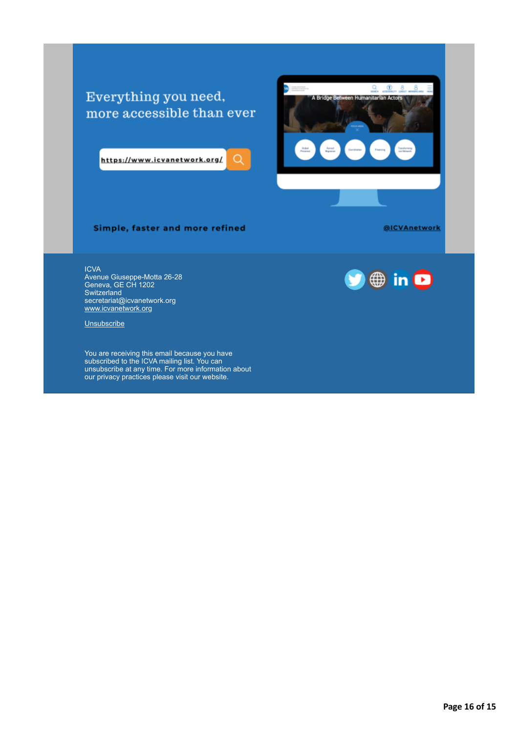Everything you need, more accessible than ever

https://www.icvanetwork.org/

Simple, faster and more refined

@ICVAnetwork

ICVA
Avenue Giuseppe-Motta 26-28
Geneva, GE CH 1202
Switzerland
secretariat@icvanetwork.org
www.icvanetwork.org

Unsubscribe

You are receiving this email because you have subscribed to the ICVA mailing list. You can unsubscribe at any time. For more information about our privacy practices please visit our website.